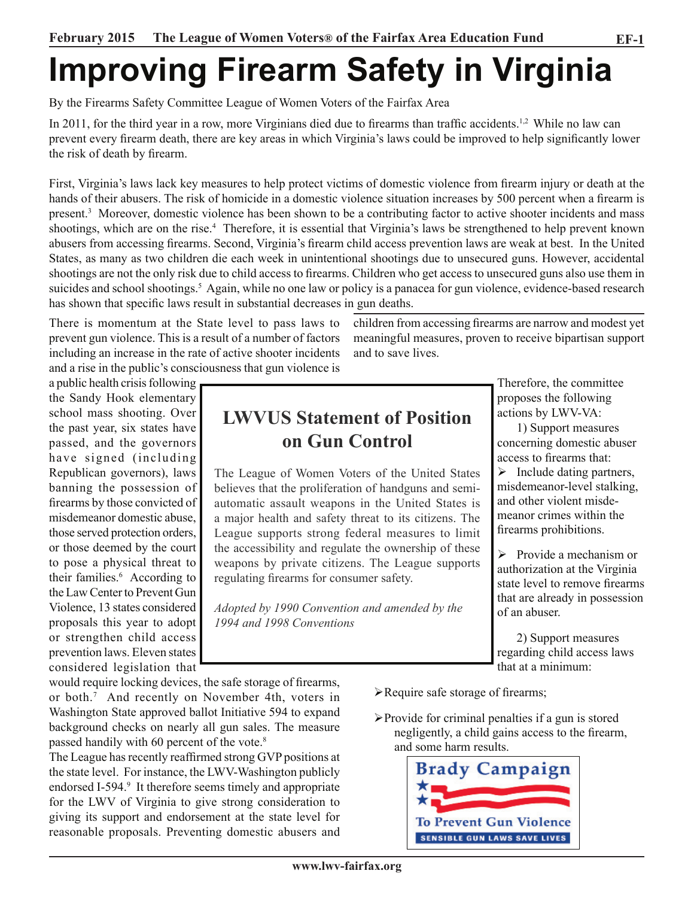# Improving Firearm Safety in Virginia

By the Firearms Safety Committee League of Women Voters of the Fairfax Area

In 2011, for the third year in a row, more Virginians died due to firearms than traffic accidents.[1,2] While no law can prevent every firearm death, there are key areas in which Virginia's laws could be improved to help significantly lower the risk of death by firearm.

First, Virginia's laws lack key measures to help protect victims of domestic violence from firearm injury or death at the hands of their abusers. The risk of homicide in a domestic violence situation increases by 500 percent when a firearm is present.[3] Moreover, domestic violence has been shown to be a contributing factor to active shooter incidents and mass shootings, which are on the rise.[4] Therefore, it is essential that Virginia's laws be strengthened to help prevent known abusers from accessing firearms. Second, Virginia's firearm child access prevention laws are weak at best. In the United States, as many as two children die each week in unintentional shootings due to unsecured guns. However, accidental shootings are not the only risk due to child access to firearms. Children who get access to unsecured guns also use them in suicides and school shootings.[5] Again, while no one law or policy is a panacea for gun violence, evidence-based research has shown that specific laws result in substantial decreases in gun deaths.

There is momentum at the State level to pass laws to prevent gun violence. This is a result of a number of factors including an increase in the rate of active shooter incidents and a rise in the public's consciousness that gun violence is a public health crisis following the Sandy Hook elementary school mass shooting. Over the past year, six states have passed, and the governors have signed (including Republican governors), laws banning the possession of firearms by those convicted of misdemeanor domestic abuse, those served protection orders, or those deemed by the court to pose a physical threat to their families.[6] According to the Law Center to Prevent Gun Violence, 13 states considered proposals this year to adopt or strengthen child access prevention laws. Eleven states considered legislation that would require locking devices, the safe storage of firearms, or both.[7] And recently on November 4th, voters in Washington State approved ballot Initiative 594 to expand background checks on nearly all gun sales. The measure passed handily with 60 percent of the vote.[8]

The League has recently reaffirmed strong GVP positions at the state level. For instance, the LWV-Washington publicly endorsed I-594.[9] It therefore seems timely and appropriate for the LWV of Virginia to give strong consideration to giving its support and endorsement at the state level for reasonable proposals. Preventing domestic abusers and children from accessing firearms are narrow and modest yet meaningful measures, proven to receive bipartisan support and to save lives.

## LWVUS Statement of Position on Gun Control

The League of Women Voters of the United States believes that the proliferation of handguns and semi-automatic assault weapons in the United States is a major health and safety threat to its citizens. The League supports strong federal measures to limit the accessibility and regulate the ownership of these weapons by private citizens. The League supports regulating firearms for consumer safety.

*Adopted by 1990 Convention and amended by the 1994 and 1998 Conventions*

Therefore, the committee proposes the following actions by LWV-VA:

1) Support measures concerning domestic abuser access to firearms that:

- Include dating partners, misdemeanor-level stalking, and other violent misdemeanor crimes within the firearms prohibitions.
- Provide a mechanism or authorization at the Virginia state level to remove firearms that are already in possession of an abuser.

2) Support measures regarding child access laws that at a minimum:

- Require safe storage of firearms;
- Provide for criminal penalties if a gun is stored negligently, a child gains access to the firearm, and some harm results.

Brady Campaign To Prevent Gun Violence
SENSIBLE GUN LAWS SAVE LIVES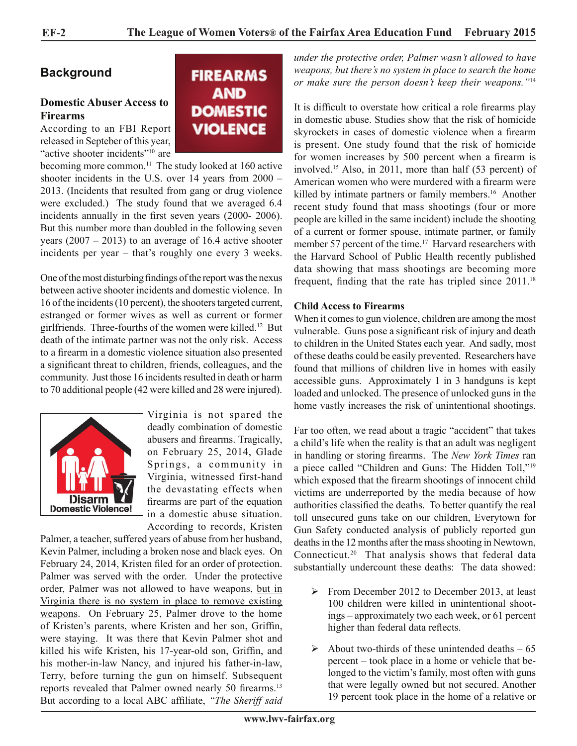## Background

### Domestic Abuser Access to Firearms

According to an FBI Report released in Septeber of this year, "active shooter incidents"[10] are becoming more common.[11] The study looked at 160 active shooter incidents in the U.S. over 14 years from 2000 – 2013. (Incidents that resulted from gang or drug violence were excluded.) The study found that we averaged 6.4 incidents annually in the first seven years (2000- 2006). But this number more than doubled in the following seven years (2007 – 2013) to an average of 16.4 active shooter incidents per year – that's roughly one every 3 weeks.

One of the most disturbing findings of the report was the nexus between active shooter incidents and domestic violence. In 16 of the incidents (10 percent), the shooters targeted current, estranged or former wives as well as current or former girlfriends. Three-fourths of the women were killed.[12] But death of the intimate partner was not the only risk. Access to a firearm in a domestic violence situation also presented a significant threat to children, friends, colleagues, and the community. Just those 16 incidents resulted in death or harm to 70 additional people (42 were killed and 28 were injured).

Virginia is not spared the deadly combination of domestic abusers and firearms. Tragically, on February 25, 2014, Glade Springs, a community in Virginia, witnessed first-hand the devastating effects when firearms are part of the equation in a domestic abuse situation. According to records, Kristen Palmer, a teacher, suffered years of abuse from her husband, Kevin Palmer, including a broken nose and black eyes. On February 24, 2014, Kristen filed for an order of protection. Palmer was served with the order. Under the protective order, Palmer was not allowed to have weapons, but in Virginia there is no system in place to remove existing weapons. On February 25, Palmer drove to the home of Kristen's parents, where Kristen and her son, Griffin, were staying. It was there that Kevin Palmer shot and killed his wife Kristen, his 17-year-old son, Griffin, and his mother-in-law Nancy, and injured his father-in-law, Terry, before turning the gun on himself. Subsequent reports revealed that Palmer owned nearly 50 firearms.[13] But according to a local ABC affiliate, *"The Sheriff said under the protective order, Palmer wasn't allowed to have weapons, but there's no system in place to search the home or make sure the person doesn't keep their weapons."*[14]

It is difficult to overstate how critical a role firearms play in domestic abuse. Studies show that the risk of homicide skyrockets in cases of domestic violence when a firearm is present. One study found that the risk of homicide for women increases by 500 percent when a firearm is involved.[15] Also, in 2011, more than half (53 percent) of American women who were murdered with a firearm were killed by intimate partners or family members.[16] Another recent study found that mass shootings (four or more people are killed in the same incident) include the shooting of a current or former spouse, intimate partner, or family member 57 percent of the time.[17] Harvard researchers with the Harvard School of Public Health recently published data showing that mass shootings are becoming more frequent, finding that the rate has tripled since 2011.[18]

### Child Access to Firearms

When it comes to gun violence, children are among the most vulnerable. Guns pose a significant risk of injury and death to children in the United States each year. And sadly, most of these deaths could be easily prevented. Researchers have found that millions of children live in homes with easily accessible guns. Approximately 1 in 3 handguns is kept loaded and unlocked. The presence of unlocked guns in the home vastly increases the risk of unintentional shootings.

Far too often, we read about a tragic "accident" that takes a child's life when the reality is that an adult was negligent in handling or storing firearms. The *New York Times* ran a piece called "Children and Guns: The Hidden Toll,"[19] which exposed that the firearm shootings of innocent child victims are underreported by the media because of how authorities classified the deaths. To better quantify the real toll unsecured guns take on our children, Everytown for Gun Safety conducted analysis of publicly reported gun deaths in the 12 months after the mass shooting in Newtown, Connecticut.[20] That analysis shows that federal data substantially undercount these deaths: The data showed:

- From December 2012 to December 2013, at least 100 children were killed in unintentional shootings – approximately two each week, or 61 percent higher than federal data reflects.
- About two-thirds of these unintended deaths – 65 percent – took place in a home or vehicle that belonged to the victim's family, most often with guns that were legally owned but not secured. Another 19 percent took place in the home of a relative or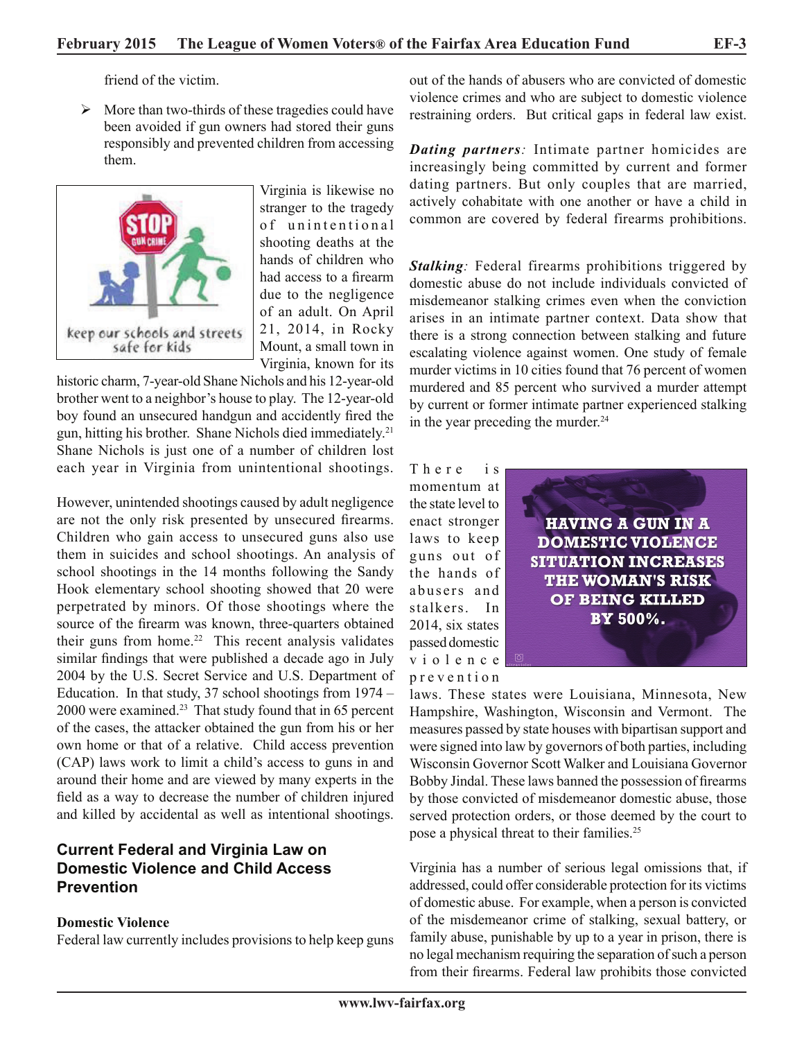friend of the victim.

- More than two-thirds of these tragedies could have been avoided if gun owners had stored their guns responsibly and prevented children from accessing them.

keep our schools and streets safe for kids

Virginia is likewise no stranger to the tragedy of unintentional shooting deaths at the hands of children who had access to a firearm due to the negligence of an adult. On April 21, 2014, in Rocky Mount, a small town in Virginia, known for its historic charm, 7-year-old Shane Nichols and his 12-year-old brother went to a neighbor's house to play. The 12-year-old boy found an unsecured handgun and accidently fired the gun, hitting his brother. Shane Nichols died immediately.[21] Shane Nichols is just one of a number of children lost each year in Virginia from unintentional shootings.

However, unintended shootings caused by adult negligence are not the only risk presented by unsecured firearms. Children who gain access to unsecured guns also use them in suicides and school shootings. An analysis of school shootings in the 14 months following the Sandy Hook elementary school shooting showed that 20 were perpetrated by minors. Of those shootings where the source of the firearm was known, three-quarters obtained their guns from home.[22] This recent analysis validates similar findings that were published a decade ago in July 2004 by the U.S. Secret Service and U.S. Department of Education. In that study, 37 school shootings from 1974 – 2000 were examined.[23] That study found that in 65 percent of the cases, the attacker obtained the gun from his or her own home or that of a relative. Child access prevention (CAP) laws work to limit a child's access to guns in and around their home and are viewed by many experts in the field as a way to decrease the number of children injured and killed by accidental as well as intentional shootings.

## Current Federal and Virginia Law on Domestic Violence and Child Access Prevention

### Domestic Violence

Federal law currently includes provisions to help keep guns out of the hands of abusers who are convicted of domestic violence crimes and who are subject to domestic violence restraining orders. But critical gaps in federal law exist.

***Dating partners:*** Intimate partner homicides are increasingly being committed by current and former dating partners. But only couples that are married, actively cohabitate with one another or have a child in common are covered by federal firearms prohibitions.

***Stalking:*** Federal firearms prohibitions triggered by domestic abuse do not include individuals convicted of misdemeanor stalking crimes even when the conviction arises in an intimate partner context. Data show that there is a strong connection between stalking and future escalating violence against women. One study of female murder victims in 10 cities found that 76 percent of women murdered and 85 percent who survived a murder attempt by current or former intimate partner experienced stalking in the year preceding the murder.[24]

HAVING A GUN IN A DOMESTIC VIOLENCE SITUATION INCREASES THE WOMAN'S RISK OF BEING KILLED BY 500%.

There is momentum at the state level to enact stronger laws to keep guns out of the hands of abusers and stalkers. In 2014, six states passed domestic violence prevention laws. These states were Louisiana, Minnesota, New Hampshire, Washington, Wisconsin and Vermont. The measures passed by state houses with bipartisan support and were signed into law by governors of both parties, including Wisconsin Governor Scott Walker and Louisiana Governor Bobby Jindal. These laws banned the possession of firearms by those convicted of misdemeanor domestic abuse, those served protection orders, or those deemed by the court to pose a physical threat to their families.[25]

Virginia has a number of serious legal omissions that, if addressed, could offer considerable protection for its victims of domestic abuse. For example, when a person is convicted of the misdemeanor crime of stalking, sexual battery, or family abuse, punishable by up to a year in prison, there is no legal mechanism requiring the separation of such a person from their firearms. Federal law prohibits those convicted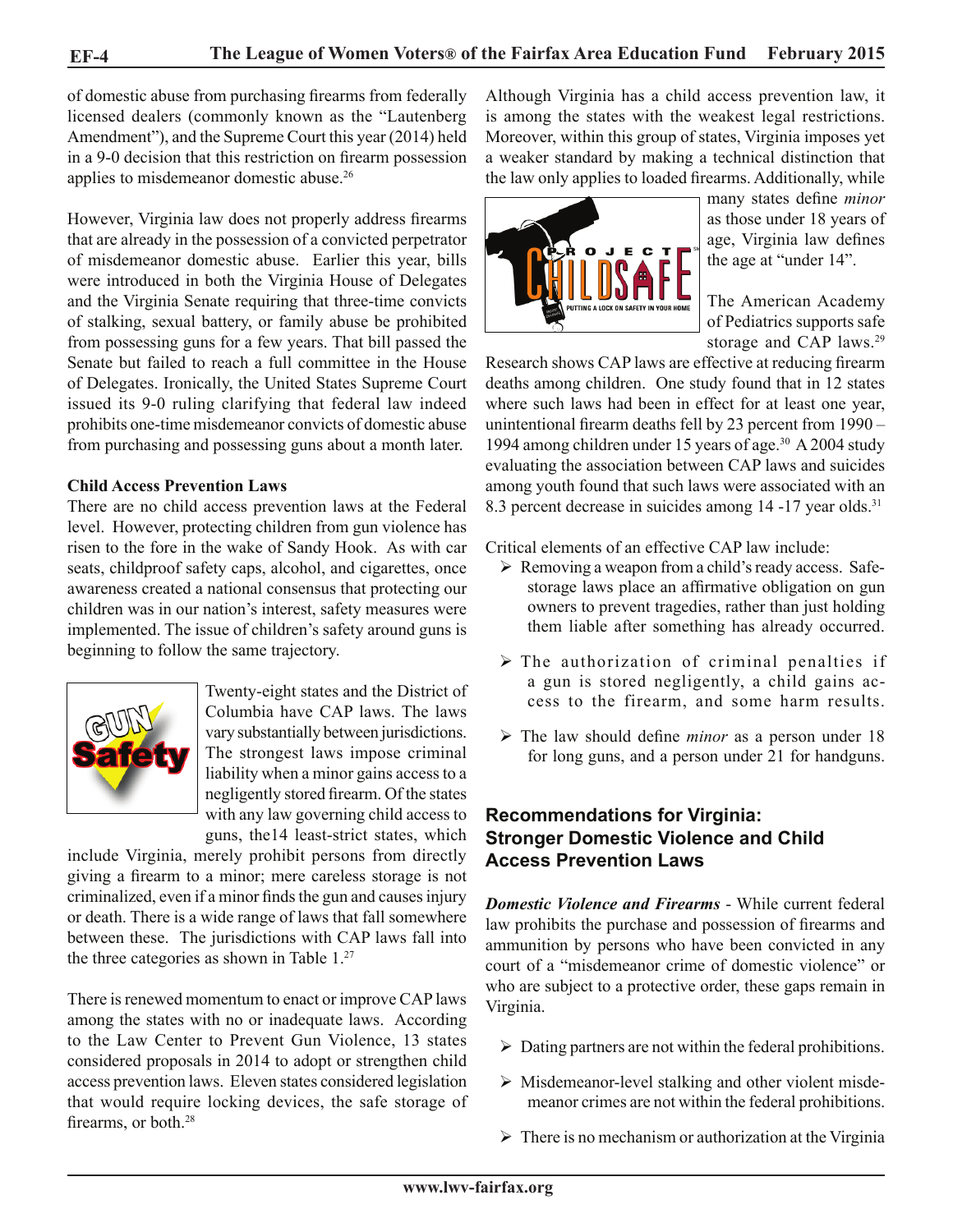of domestic abuse from purchasing firearms from federally licensed dealers (commonly known as the "Lautenberg Amendment"), and the Supreme Court this year (2014) held in a 9-0 decision that this restriction on firearm possession applies to misdemeanor domestic abuse.[26]

However, Virginia law does not properly address firearms that are already in the possession of a convicted perpetrator of misdemeanor domestic abuse. Earlier this year, bills were introduced in both the Virginia House of Delegates and the Virginia Senate requiring that three-time convicts of stalking, sexual battery, or family abuse be prohibited from possessing guns for a few years. That bill passed the Senate but failed to reach a full committee in the House of Delegates. Ironically, the United States Supreme Court issued its 9-0 ruling clarifying that federal law indeed prohibits one-time misdemeanor convicts of domestic abuse from purchasing and possessing guns about a month later.

**Child Access Prevention Laws**

There are no child access prevention laws at the Federal level. However, protecting children from gun violence has risen to the fore in the wake of Sandy Hook. As with car seats, childproof safety caps, alcohol, and cigarettes, once awareness created a national consensus that protecting our children was in our nation's interest, safety measures were implemented. The issue of children's safety around guns is beginning to follow the same trajectory.

Twenty-eight states and the District of Columbia have CAP laws. The laws vary substantially between jurisdictions. The strongest laws impose criminal liability when a minor gains access to a negligently stored firearm. Of the states with any law governing child access to guns, the14 least-strict states, which include Virginia, merely prohibit persons from directly giving a firearm to a minor; mere careless storage is not criminalized, even if a minor finds the gun and causes injury or death. There is a wide range of laws that fall somewhere between these. The jurisdictions with CAP laws fall into the three categories as shown in Table 1.[27]

There is renewed momentum to enact or improve CAP laws among the states with no or inadequate laws. According to the Law Center to Prevent Gun Violence, 13 states considered proposals in 2014 to adopt or strengthen child access prevention laws. Eleven states considered legislation that would require locking devices, the safe storage of firearms, or both.[28]

Although Virginia has a child access prevention law, it is among the states with the weakest legal restrictions. Moreover, within this group of states, Virginia imposes yet a weaker standard by making a technical distinction that the law only applies to loaded firearms. Additionally, while many states define *minor* as those under 18 years of age, Virginia law defines the age at "under 14".

The American Academy of Pediatrics supports safe storage and CAP laws.[29] Research shows CAP laws are effective at reducing firearm deaths among children. One study found that in 12 states where such laws had been in effect for at least one year, unintentional firearm deaths fell by 23 percent from 1990 – 1994 among children under 15 years of age.[30] A 2004 study evaluating the association between CAP laws and suicides among youth found that such laws were associated with an 8.3 percent decrease in suicides among 14 -17 year olds.[31]

Critical elements of an effective CAP law include:

- Removing a weapon from a child's ready access. Safe-storage laws place an affirmative obligation on gun owners to prevent tragedies, rather than just holding them liable after something has already occurred.
- The authorization of criminal penalties if a gun is stored negligently, a child gains access to the firearm, and some harm results.
- The law should define *minor* as a person under 18 for long guns, and a person under 21 for handguns.

## Recommendations for Virginia: Stronger Domestic Violence and Child Access Prevention Laws

***Domestic Violence and Firearms*** - While current federal law prohibits the purchase and possession of firearms and ammunition by persons who have been convicted in any court of a "misdemeanor crime of domestic violence" or who are subject to a protective order, these gaps remain in Virginia.

- Dating partners are not within the federal prohibitions.
- Misdemeanor-level stalking and other violent misdemeanor crimes are not within the federal prohibitions.
- There is no mechanism or authorization at the Virginia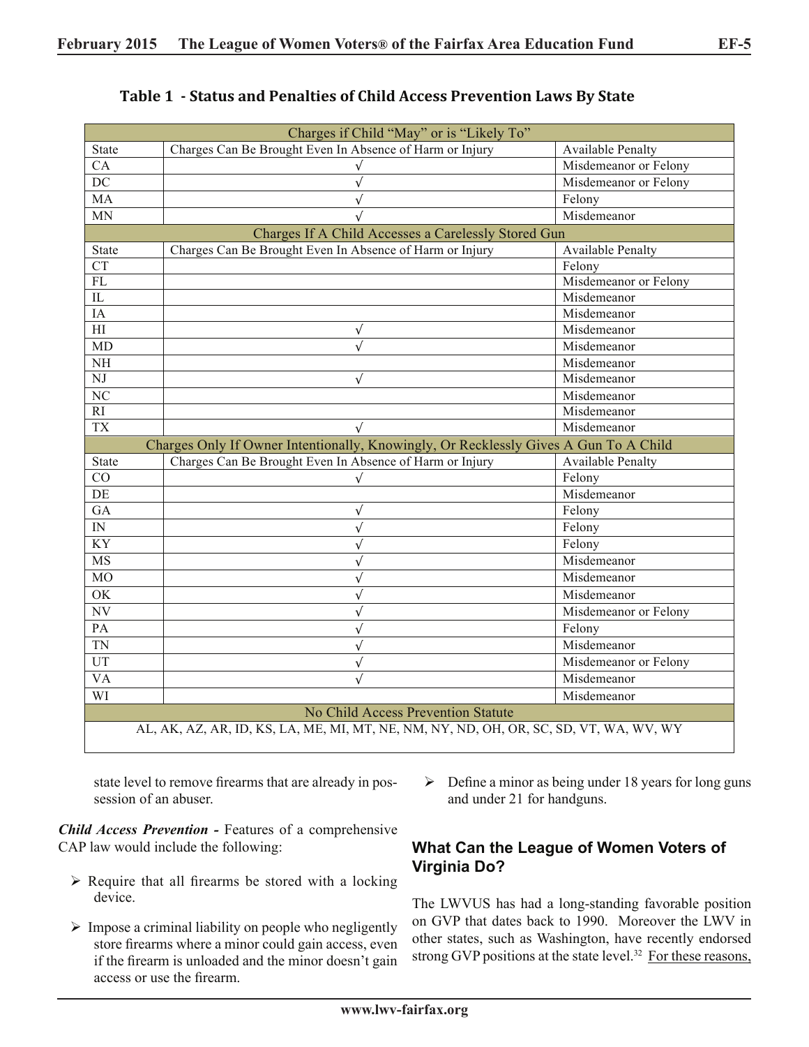**Table 1 - Status and Penalties of Child Access Prevention Laws By State**

| Charges if Child "May" or is "Likely To" | | |
|---|---|---|
| State | Charges Can Be Brought Even In Absence of Harm or Injury | Available Penalty |
| CA | √ | Misdemeanor or Felony |
| DC | √ | Misdemeanor or Felony |
| MA | √ | Felony |
| MN | √ | Misdemeanor |
| **Charges If A Child Accesses a Carelessly Stored Gun** | | |
| State | Charges Can Be Brought Even In Absence of Harm or Injury | Available Penalty |
| CT | | Felony |
| FL | | Misdemeanor or Felony |
| IL | | Misdemeanor |
| IA | | Misdemeanor |
| HI | √ | Misdemeanor |
| MD | √ | Misdemeanor |
| NH | | Misdemeanor |
| NJ | √ | Misdemeanor |
| NC | | Misdemeanor |
| RI | | Misdemeanor |
| TX | √ | Misdemeanor |
| **Charges Only If Owner Intentionally, Knowingly, Or Recklessly Gives A Gun To A Child** | | |
| State | Charges Can Be Brought Even In Absence of Harm or Injury | Available Penalty |
| CO | √ | Felony |
| DE | | Misdemeanor |
| GA | √ | Felony |
| IN | √ | Felony |
| KY | √ | Felony |
| MS | √ | Misdemeanor |
| MO | √ | Misdemeanor |
| OK | √ | Misdemeanor |
| NV | √ | Misdemeanor or Felony |
| PA | √ | Felony |
| TN | √ | Misdemeanor |
| UT | √ | Misdemeanor or Felony |
| VA | √ | Misdemeanor |
| WI | | Misdemeanor |
| **No Child Access Prevention Statute** | | |
| AL, AK, AZ, AR, ID, KS, LA, ME, MI, MT, NE, NM, NY, ND, OH, OR, SC, SD, VT, WA, WV, WY | | |

state level to remove firearms that are already in possession of an abuser.

***Child Access Prevention -*** Features of a comprehensive CAP law would include the following:

- Require that all firearms be stored with a locking device.
- Impose a criminal liability on people who negligently store firearms where a minor could gain access, even if the firearm is unloaded and the minor doesn't gain access or use the firearm.
- Define a minor as being under 18 years for long guns and under 21 for handguns.

## What Can the League of Women Voters of Virginia Do?

The LWVUS has had a long-standing favorable position on GVP that dates back to 1990. Moreover the LWV in other states, such as Washington, have recently endorsed strong GVP positions at the state level.[32] For these reasons,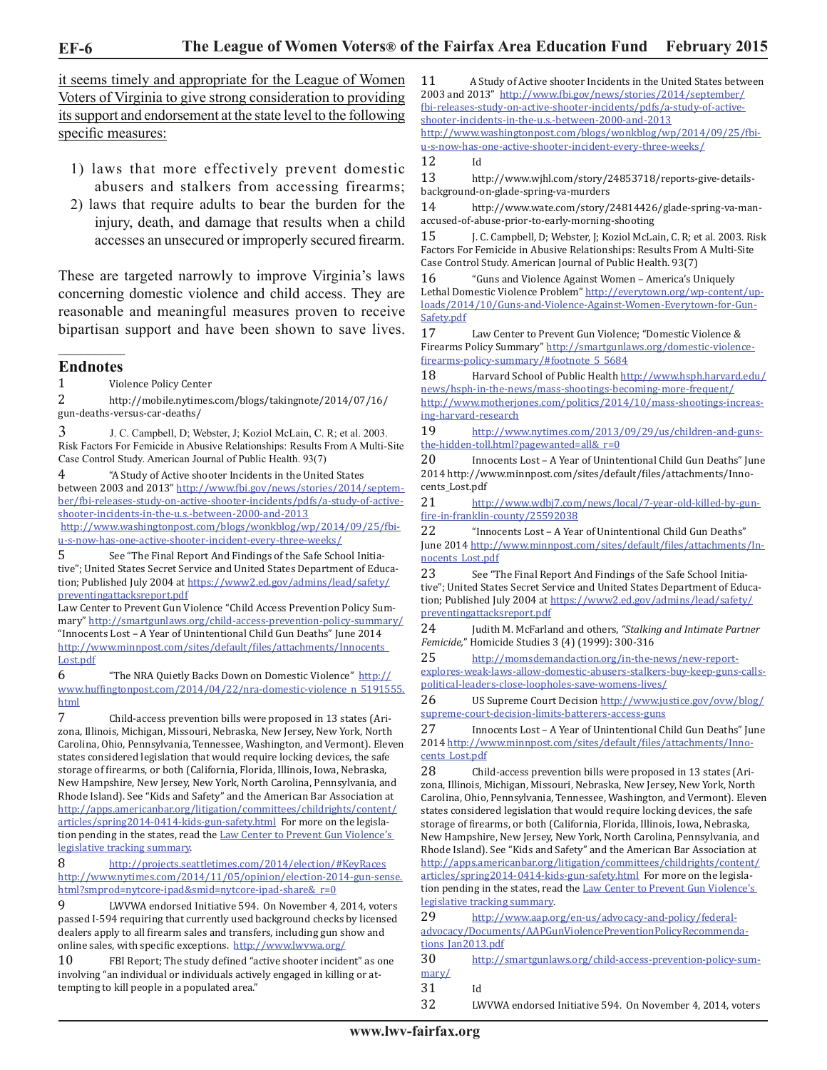it seems timely and appropriate for the League of Women Voters of Virginia to give strong consideration to providing its support and endorsement at the state level to the following specific measures:

1) laws that more effectively prevent domestic abusers and stalkers from accessing firearms;
2) laws that require adults to bear the burden for the injury, death, and damage that results when a child accesses an unsecured or improperly secured firearm.

These are targeted narrowly to improve Virginia's laws concerning domestic violence and child access. They are reasonable and meaningful measures proven to receive bipartisan support and have been shown to save lives.

## Endnotes

1 Violence Policy Center

2 http://mobile.nytimes.com/blogs/takingnote/2014/07/16/gun-deaths-versus-car-deaths/

3 J. C. Campbell, D; Webster, J; Koziol McLain, C. R; et al. 2003. Risk Factors For Femicide in Abusive Relationships: Results From A Multi-Site Case Control Study. American Journal of Public Health. 93(7)

4 "A Study of Active shooter Incidents in the United States between 2003 and 2013" http://www.fbi.gov/news/stories/2014/september/fbi-releases-study-on-active-shooter-incidents/pdfs/a-study-of-active-shooter-incidents-in-the-u.s.-between-2000-and-2013 http://www.washingtonpost.com/blogs/wonkblog/wp/2014/09/25/fbi-u-s-now-has-one-active-shooter-incident-every-three-weeks/

5 See "The Final Report And Findings of the Safe School Initiative"; United States Secret Service and United States Department of Education; Published July 2004 at https://www2.ed.gov/admins/lead/safety/preventingattacksreport.pdf
Law Center to Prevent Gun Violence "Child Access Prevention Policy Summary" http://smartgunlaws.org/child-access-prevention-policy-summary/
"Innocents Lost – A Year of Unintentional Child Gun Deaths" June 2014 http://www.minnpost.com/sites/default/files/attachments/Innocents_Lost.pdf

6 "The NRA Quietly Backs Down on Domestic Violence" http://www.huffingtonpost.com/2014/04/22/nra-domestic-violence_n_5191555.html

7 Child-access prevention bills were proposed in 13 states (Arizona, Illinois, Michigan, Missouri, Nebraska, New Jersey, New York, North Carolina, Ohio, Pennsylvania, Tennessee, Washington, and Vermont). Eleven states considered legislation that would require locking devices, the safe storage of firearms, or both (California, Florida, Illinois, Iowa, Nebraska, New Hampshire, New Jersey, New York, North Carolina, Pennsylvania, and Rhode Island). See "Kids and Safety" and the American Bar Association at http://apps.americanbar.org/litigation/committees/childrights/content/articles/spring2014-0414-kids-gun-safety.html For more on the legislation pending in the states, read the Law Center to Prevent Gun Violence's legislative tracking summary.

8 http://projects.seattletimes.com/2014/election/#KeyRaces http://www.nytimes.com/2014/11/05/opinion/election-2014-gun-sense.html?smprod=nytcore-ipad&smid=nytcore-ipad-share&_r=0

9 LWVWA endorsed Initiative 594. On November 4, 2014, voters passed I-594 requiring that currently used background checks by licensed dealers apply to all firearm sales and transfers, including gun show and online sales, with specific exceptions. http://www.lwvwa.org/

10 FBI Report; The study defined "active shooter incident" as one involving "an individual or individuals actively engaged in killing or attempting to kill people in a populated area."

11 A Study of Active shooter Incidents in the United States between 2003 and 2013" http://www.fbi.gov/news/stories/2014/september/fbi-releases-study-on-active-shooter-incidents/pdfs/a-study-of-active-shooter-incidents-in-the-u.s.-between-2000-and-2013 http://www.washingtonpost.com/blogs/wonkblog/wp/2014/09/25/fbi-u-s-now-has-one-active-shooter-incident-every-three-weeks/

12 Id

13 http://www.wjhl.com/story/24853718/reports-give-details-background-on-glade-spring-va-murders

14 http://www.wate.com/story/24814426/glade-spring-va-man-accused-of-abuse-prior-to-early-morning-shooting

15 J. C. Campbell, D; Webster, J; Koziol McLain, C. R; et al. 2003. Risk Factors For Femicide in Abusive Relationships: Results From A Multi-Site Case Control Study. American Journal of Public Health. 93(7)

16 "Guns and Violence Against Women – America's Uniquely Lethal Domestic Violence Problem" http://everytown.org/wp-content/uploads/2014/10/Guns-and-Violence-Against-Women-Everytown-for-Gun-Safety.pdf

17 Law Center to Prevent Gun Violence; "Domestic Violence & Firearms Policy Summary" http://smartgunlaws.org/domestic-violence-firearms-policy-summary/#footnote_5_5684

18 Harvard School of Public Health http://www.hsph.harvard.edu/news/hsph-in-the-news/mass-shootings-becoming-more-frequent/ http://www.motherjones.com/politics/2014/10/mass-shootings-increasing-harvard-research

19 http://www.nytimes.com/2013/09/29/us/children-and-guns-the-hidden-toll.html?pagewanted=all&_r=0

20 Innocents Lost – A Year of Unintentional Child Gun Deaths" June 2014 http://www.minnpost.com/sites/default/files/attachments/Innocents_Lost.pdf

21 http://www.wdbj7.com/news/local/7-year-old-killed-by-gun-fire-in-franklin-county/25592038

22 "Innocents Lost – A Year of Unintentional Child Gun Deaths" June 2014 http://www.minnpost.com/sites/default/files/attachments/Innocents_Lost.pdf

23 See "The Final Report And Findings of the Safe School Initiative"; United States Secret Service and United States Department of Education; Published July 2004 at https://www2.ed.gov/admins/lead/safety/preventingattacksreport.pdf

24 Judith M. McFarland and others, *"Stalking and Intimate Partner Femicide,"* Homicide Studies 3 (4) (1999): 300-316

25 http://momsdemandaction.org/in-the-news/new-report-explores-weak-laws-allow-domestic-abusers-stalkers-buy-keep-guns-calls-political-leaders-close-loopholes-save-womens-lives/

26 US Supreme Court Decision http://www.justice.gov/ovw/blog/supreme-court-decision-limits-batterers-access-guns

27 Innocents Lost – A Year of Unintentional Child Gun Deaths" June 2014 http://www.minnpost.com/sites/default/files/attachments/Innocents_Lost.pdf

28 Child-access prevention bills were proposed in 13 states (Arizona, Illinois, Michigan, Missouri, Nebraska, New Jersey, New York, North Carolina, Ohio, Pennsylvania, Tennessee, Washington, and Vermont). Eleven states considered legislation that would require locking devices, the safe storage of firearms, or both (California, Florida, Illinois, Iowa, Nebraska, New Hampshire, New Jersey, New York, North Carolina, Pennsylvania, and Rhode Island). See "Kids and Safety" and the American Bar Association at http://apps.americanbar.org/litigation/committees/childrights/content/articles/spring2014-0414-kids-gun-safety.html For more on the legislation pending in the states, read the Law Center to Prevent Gun Violence's legislative tracking summary.

29 http://www.aap.org/en-us/advocacy-and-policy/federal-advocacy/Documents/AAPGunViolencePreventionPolicyRecommendations_Jan2013.pdf

30 http://smartgunlaws.org/child-access-prevention-policy-summary/

31 Id

32 LWVWA endorsed Initiative 594. On November 4, 2014, voters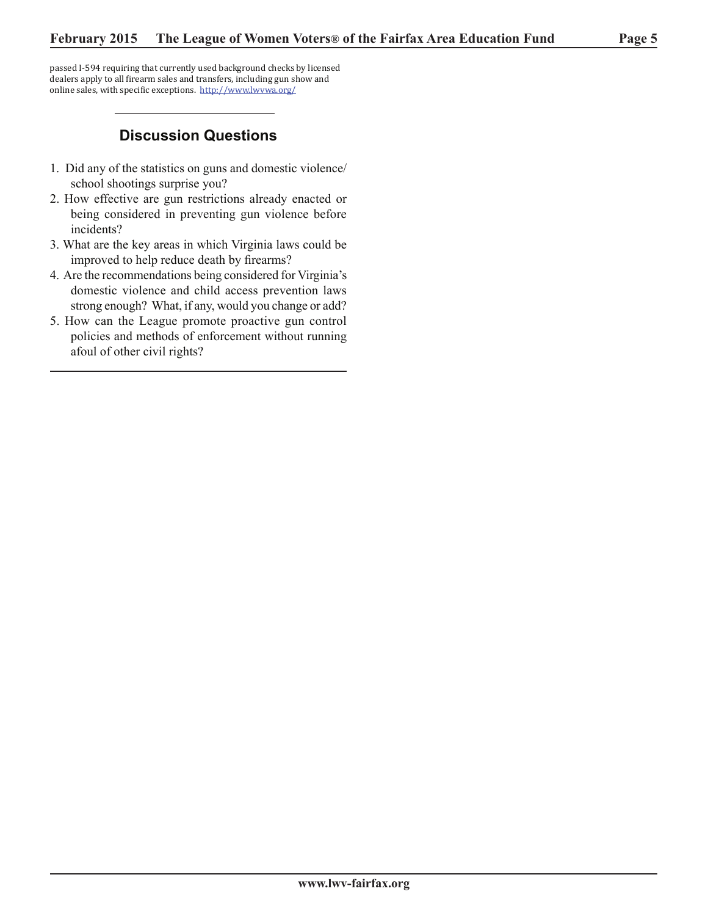passed I-594 requiring that currently used background checks by licensed dealers apply to all firearm sales and transfers, including gun show and online sales, with specific exceptions. http://www.lwvwa.org/

---

## Discussion Questions

1. Did any of the statistics on guns and domestic violence/ school shootings surprise you?
2. How effective are gun restrictions already enacted or being considered in preventing gun violence before incidents?
3. What are the key areas in which Virginia laws could be improved to help reduce death by firearms?
4. Are the recommendations being considered for Virginia's domestic violence and child access prevention laws strong enough? What, if any, would you change or add?
5. How can the League promote proactive gun control policies and methods of enforcement without running afoul of other civil rights?